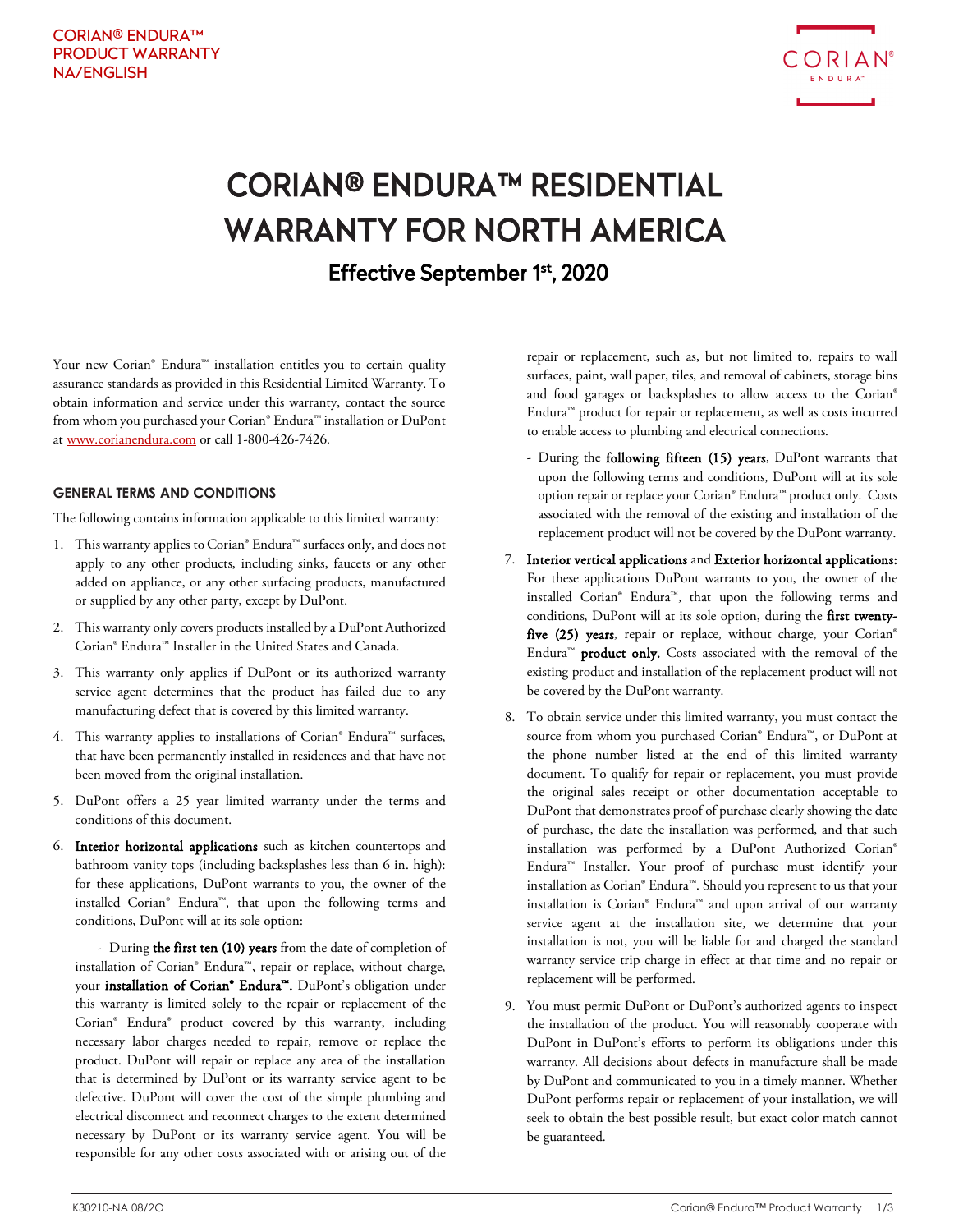CORIAN® ENDURA™
PRODUCT WARRANTY
NA/ENGLISH

# CORIAN® ENDURA™ RESIDENTIAL WARRANTY FOR NORTH AMERICA

## Effective September 1st, 2020

Your new Corian® Endura™ installation entitles you to certain quality assurance standards as provided in this Residential Limited Warranty. To obtain information and service under this warranty, contact the source from whom you purchased your Corian® Endura™ installation or DuPont at www.corianendura.com or call 1-800-426-7426.

### GENERAL TERMS AND CONDITIONS

The following contains information applicable to this limited warranty:

1. This warranty applies to Corian® Endura™ surfaces only, and does not apply to any other products, including sinks, faucets or any other added on appliance, or any other surfacing products, manufactured or supplied by any other party, except by DuPont.
2. This warranty only covers products installed by a DuPont Authorized Corian® Endura™ Installer in the United States and Canada.
3. This warranty only applies if DuPont or its authorized warranty service agent determines that the product has failed due to any manufacturing defect that is covered by this limited warranty.
4. This warranty applies to installations of Corian® Endura™ surfaces, that have been permanently installed in residences and that have not been moved from the original installation.
5. DuPont offers a 25 year limited warranty under the terms and conditions of this document.
6. **Interior horizontal applications** such as kitchen countertops and bathroom vanity tops (including backsplashes less than 6 in. high): for these applications, DuPont warrants to you, the owner of the installed Corian® Endura™, that upon the following terms and conditions, DuPont will at its sole option:

   - During **the first ten (10) years** from the date of completion of installation of Corian® Endura™, repair or replace, without charge, your **installation of Corian® Endura™.** DuPont's obligation under this warranty is limited solely to the repair or replacement of the Corian® Endura® product covered by this warranty, including necessary labor charges needed to repair, remove or replace the product. DuPont will repair or replace any area of the installation that is determined by DuPont or its warranty service agent to be defective. DuPont will cover the cost of the simple plumbing and electrical disconnect and reconnect charges to the extent determined necessary by DuPont or its warranty service agent. You will be responsible for any other costs associated with or arising out of the repair or replacement, such as, but not limited to, repairs to wall surfaces, paint, wall paper, tiles, and removal of cabinets, storage bins and food garages or backsplashes to allow access to the Corian® Endura™ product for repair or replacement, as well as costs incurred to enable access to plumbing and electrical connections.
   - During the **following fifteen (15) years**, DuPont warrants that upon the following terms and conditions, DuPont will at its sole option repair or replace your Corian® Endura™ product only. Costs associated with the removal of the existing and installation of the replacement product will not be covered by the DuPont warranty.

7. **Interior vertical applications** and **Exterior horizontal applications:** For these applications DuPont warrants to you, the owner of the installed Corian® Endura™, that upon the following terms and conditions, DuPont will at its sole option, during the **first twenty-five (25) years**, repair or replace, without charge, your Corian® Endura™ **product only.** Costs associated with the removal of the existing product and installation of the replacement product will not be covered by the DuPont warranty.
8. To obtain service under this limited warranty, you must contact the source from whom you purchased Corian® Endura™, or DuPont at the phone number listed at the end of this limited warranty document. To qualify for repair or replacement, you must provide the original sales receipt or other documentation acceptable to DuPont that demonstrates proof of purchase clearly showing the date of purchase, the date the installation was performed, and that such installation was performed by a DuPont Authorized Corian® Endura™ Installer. Your proof of purchase must identify your installation as Corian® Endura™. Should you represent to us that your installation is Corian® Endura™ and upon arrival of our warranty service agent at the installation site, we determine that your installation is not, you will be liable for and charged the standard warranty service trip charge in effect at that time and no repair or replacement will be performed.
9. You must permit DuPont or DuPont's authorized agents to inspect the installation of the product. You will reasonably cooperate with DuPont in DuPont's efforts to perform its obligations under this warranty. All decisions about defects in manufacture shall be made by DuPont and communicated to you in a timely manner. Whether DuPont performs repair or replacement of your installation, we will seek to obtain the best possible result, but exact color match cannot be guaranteed.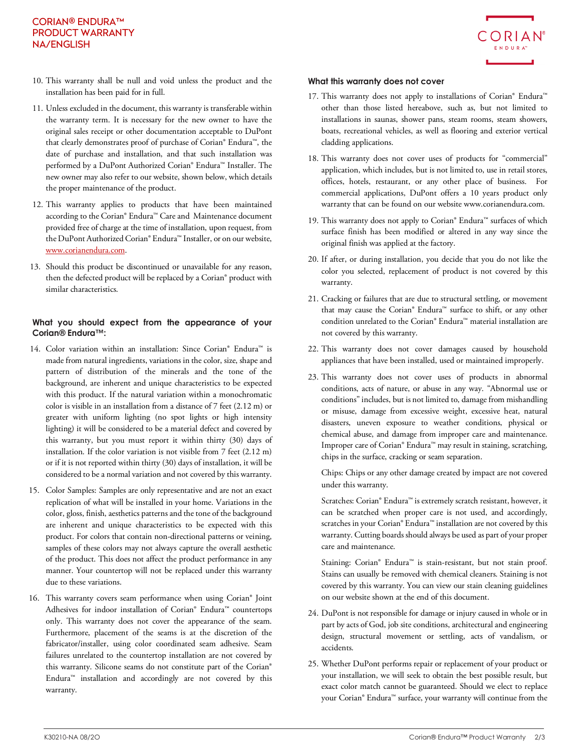10. This warranty shall be null and void unless the product and the installation has been paid for in full.

11. Unless excluded in the document, this warranty is transferable within the warranty term. It is necessary for the new owner to have the original sales receipt or other documentation acceptable to DuPont that clearly demonstrates proof of purchase of Corian® Endura™, the date of purchase and installation, and that such installation was performed by a DuPont Authorized Corian® Endura™ Installer. The new owner may also refer to our website, shown below, which details the proper maintenance of the product.

12. This warranty applies to products that have been maintained according to the Corian® Endura™ Care and Maintenance document provided free of charge at the time of installation, upon request, from the DuPont Authorized Corian® Endura™ Installer, or on our website, www.corianendura.com.

13. Should this product be discontinued or unavailable for any reason, then the defected product will be replaced by a Corian® product with similar characteristics.

### What you should expect from the appearance of your Corian® Endura™:

14. Color variation within an installation: Since Corian® Endura™ is made from natural ingredients, variations in the color, size, shape and pattern of distribution of the minerals and the tone of the background, are inherent and unique characteristics to be expected with this product. If the natural variation within a monochromatic color is visible in an installation from a distance of 7 feet (2.12 m) or greater with uniform lighting (no spot lights or high intensity lighting) it will be considered to be a material defect and covered by this warranty, but you must report it within thirty (30) days of installation. If the color variation is not visible from 7 feet (2.12 m) or if it is not reported within thirty (30) days of installation, it will be considered to be a normal variation and not covered by this warranty.

15. Color Samples: Samples are only representative and are not an exact replication of what will be installed in your home. Variations in the color, gloss, finish, aesthetics patterns and the tone of the background are inherent and unique characteristics to be expected with this product. For colors that contain non-directional patterns or veining, samples of these colors may not always capture the overall aesthetic of the product. This does not affect the product performance in any manner. Your countertop will not be replaced under this warranty due to these variations.

16. This warranty covers seam performance when using Corian® Joint Adhesives for indoor installation of Corian® Endura™ countertops only. This warranty does not cover the appearance of the seam. Furthermore, placement of the seams is at the discretion of the fabricator/installer, using color coordinated seam adhesive. Seam failures unrelated to the countertop installation are not covered by this warranty. Silicone seams do not constitute part of the Corian® Endura™ installation and accordingly are not covered by this warranty.

### What this warranty does not cover

17. This warranty does not apply to installations of Corian® Endura™ other than those listed hereabove, such as, but not limited to installations in saunas, shower pans, steam rooms, steam showers, boats, recreational vehicles, as well as flooring and exterior vertical cladding applications.

18. This warranty does not cover uses of products for "commercial" application, which includes, but is not limited to, use in retail stores, offices, hotels, restaurant, or any other place of business. For commercial applications, DuPont offers a 10 years product only warranty that can be found on our website www.corianendura.com.

19. This warranty does not apply to Corian® Endura™ surfaces of which surface finish has been modified or altered in any way since the original finish was applied at the factory.

20. If after, or during installation, you decide that you do not like the color you selected, replacement of product is not covered by this warranty.

21. Cracking or failures that are due to structural settling, or movement that may cause the Corian® Endura™ surface to shift, or any other condition unrelated to the Corian® Endura™ material installation are not covered by this warranty.

22. This warranty does not cover damages caused by household appliances that have been installed, used or maintained improperly.

23. This warranty does not cover uses of products in abnormal conditions, acts of nature, or abuse in any way. "Abnormal use or conditions" includes, but is not limited to, damage from mishandling or misuse, damage from excessive weight, excessive heat, natural disasters, uneven exposure to weather conditions, physical or chemical abuse, and damage from improper care and maintenance. Improper care of Corian® Endura™ may result in staining, scratching, chips in the surface, cracking or seam separation.

    Chips: Chips or any other damage created by impact are not covered under this warranty.

    Scratches: Corian® Endura™ is extremely scratch resistant, however, it can be scratched when proper care is not used, and accordingly, scratches in your Corian® Endura™ installation are not covered by this warranty. Cutting boards should always be used as part of your proper care and maintenance.

    Staining: Corian® Endura™ is stain-resistant, but not stain proof. Stains can usually be removed with chemical cleaners. Staining is not covered by this warranty. You can view our stain cleaning guidelines on our website shown at the end of this document.

24. DuPont is not responsible for damage or injury caused in whole or in part by acts of God, job site conditions, architectural and engineering design, structural movement or settling, acts of vandalism, or accidents.

25. Whether DuPont performs repair or replacement of your product or your installation, we will seek to obtain the best possible result, but exact color match cannot be guaranteed. Should we elect to replace your Corian® Endura™ surface, your warranty will continue from the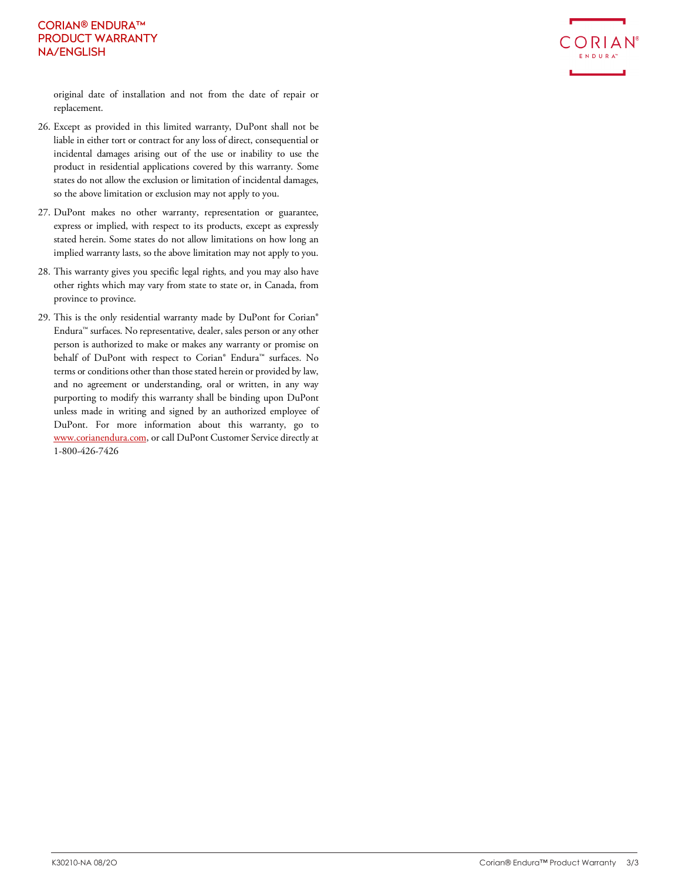original date of installation and not from the date of repair or replacement.

26. Except as provided in this limited warranty, DuPont shall not be liable in either tort or contract for any loss of direct, consequential or incidental damages arising out of the use or inability to use the product in residential applications covered by this warranty. Some states do not allow the exclusion or limitation of incidental damages, so the above limitation or exclusion may not apply to you.
27. DuPont makes no other warranty, representation or guarantee, express or implied, with respect to its products, except as expressly stated herein. Some states do not allow limitations on how long an implied warranty lasts, so the above limitation may not apply to you.
28. This warranty gives you specific legal rights, and you may also have other rights which may vary from state to state or, in Canada, from province to province.
29. This is the only residential warranty made by DuPont for Corian® Endura™ surfaces. No representative, dealer, sales person or any other person is authorized to make or makes any warranty or promise on behalf of DuPont with respect to Corian® Endura™ surfaces. No terms or conditions other than those stated herein or provided by law, and no agreement or understanding, oral or written, in any way purporting to modify this warranty shall be binding upon DuPont unless made in writing and signed by an authorized employee of DuPont. For more information about this warranty, go to www.corianendura.com, or call DuPont Customer Service directly at 1-800-426-7426